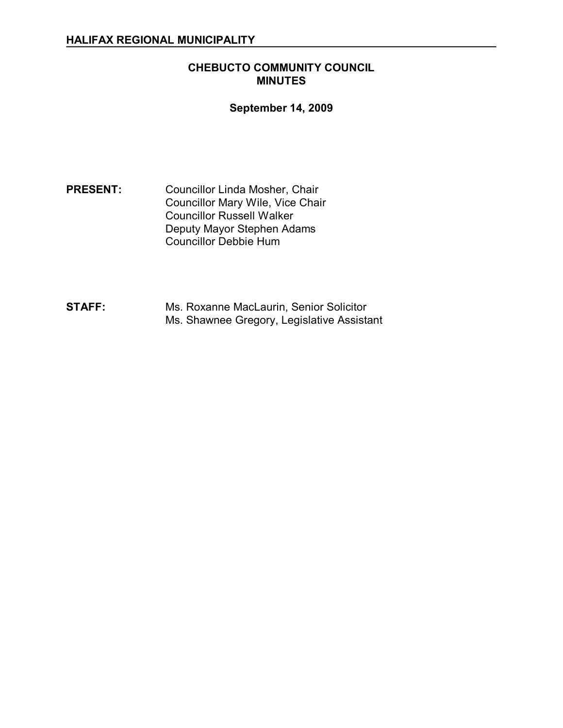**HALIFAX REGIONAL MUNICIPALITY**

# CHEBUCTO COMMUNITY COUNCIL MINUTES

**September 14, 2009**

**PRESENT:** Councillor Linda Mosher, Chair
Councillor Mary Wile, Vice Chair
Councillor Russell Walker
Deputy Mayor Stephen Adams
Councillor Debbie Hum

**STAFF:** Ms. Roxanne MacLaurin, Senior Solicitor
Ms. Shawnee Gregory, Legislative Assistant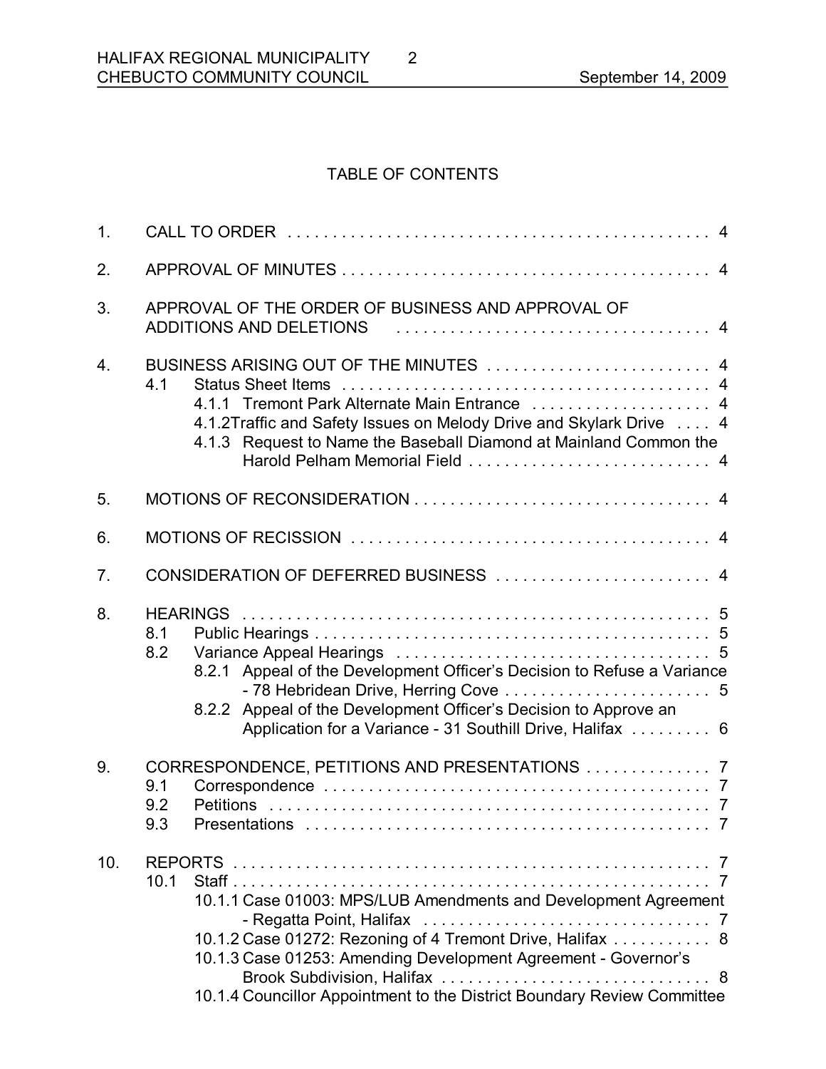# TABLE OF CONTENTS

1. CALL TO ORDER . . . . . . . . . . . . . . . . . . . . . . . . . . . . . . . . . . . . . . . . . . . . . . . . 4

2. APPROVAL OF MINUTES . . . . . . . . . . . . . . . . . . . . . . . . . . . . . . . . . . . . . . . . . 4

3. APPROVAL OF THE ORDER OF BUSINESS AND APPROVAL OF ADDITIONS AND DELETIONS . . . . . . . . . . . . . . . . . . . . . . . . . . . . . . . . . . . 4

4. BUSINESS ARISING OUT OF THE MINUTES . . . . . . . . . . . . . . . . . . . . . . . . . 4
   - 4.1 Status Sheet Items . . . . . . . . . . . . . . . . . . . . . . . . . . . . . . . . . . . . . . . . . 4
     - 4.1.1 Tremont Park Alternate Main Entrance . . . . . . . . . . . . . . . . . . . . 4
     - 4.1.2 Traffic and Safety Issues on Melody Drive and Skylark Drive . . . . 4
     - 4.1.3 Request to Name the Baseball Diamond at Mainland Common the Harold Pelham Memorial Field . . . . . . . . . . . . . . . . . . . . . . . . . . . 4

5. MOTIONS OF RECONSIDERATION . . . . . . . . . . . . . . . . . . . . . . . . . . . . . . . . 4

6. MOTIONS OF RECISSION . . . . . . . . . . . . . . . . . . . . . . . . . . . . . . . . . . . . . . . . 4

7. CONSIDERATION OF DEFERRED BUSINESS . . . . . . . . . . . . . . . . . . . . . . . . 4

8. HEARINGS . . . . . . . . . . . . . . . . . . . . . . . . . . . . . . . . . . . . . . . . . . . . . . . . . . . . 5
   - 8.1 Public Hearings . . . . . . . . . . . . . . . . . . . . . . . . . . . . . . . . . . . . . . . . . . . . 5
   - 8.2 Variance Appeal Hearings . . . . . . . . . . . . . . . . . . . . . . . . . . . . . . . . . . . 5
     - 8.2.1 Appeal of the Development Officer's Decision to Refuse a Variance - 78 Hebridean Drive, Herring Cove . . . . . . . . . . . . . . . . . . . . . . . 5
     - 8.2.2 Appeal of the Development Officer's Decision to Approve an Application for a Variance - 31 Southill Drive, Halifax . . . . . . . . . 6

9. CORRESPONDENCE, PETITIONS AND PRESENTATIONS . . . . . . . . . . . . . . 7
   - 9.1 Correspondence . . . . . . . . . . . . . . . . . . . . . . . . . . . . . . . . . . . . . . . . . . . 7
   - 9.2 Petitions . . . . . . . . . . . . . . . . . . . . . . . . . . . . . . . . . . . . . . . . . . . . . . . . 7
   - 9.3 Presentations . . . . . . . . . . . . . . . . . . . . . . . . . . . . . . . . . . . . . . . . . . . . 7

10. REPORTS . . . . . . . . . . . . . . . . . . . . . . . . . . . . . . . . . . . . . . . . . . . . . . . . . . . . 7
    - 10.1 Staff . . . . . . . . . . . . . . . . . . . . . . . . . . . . . . . . . . . . . . . . . . . . . . . . . . . . 7
      - 10.1.1 Case 01003: MPS/LUB Amendments and Development Agreement - Regatta Point, Halifax . . . . . . . . . . . . . . . . . . . . . . . . . . . . . . . . 7
      - 10.1.2 Case 01272: Rezoning of 4 Tremont Drive, Halifax . . . . . . . . . . . 8
      - 10.1.3 Case 01253: Amending Development Agreement - Governor's Brook Subdivision, Halifax . . . . . . . . . . . . . . . . . . . . . . . . . . . . . . 8
      - 10.1.4 Councillor Appointment to the District Boundary Review Committee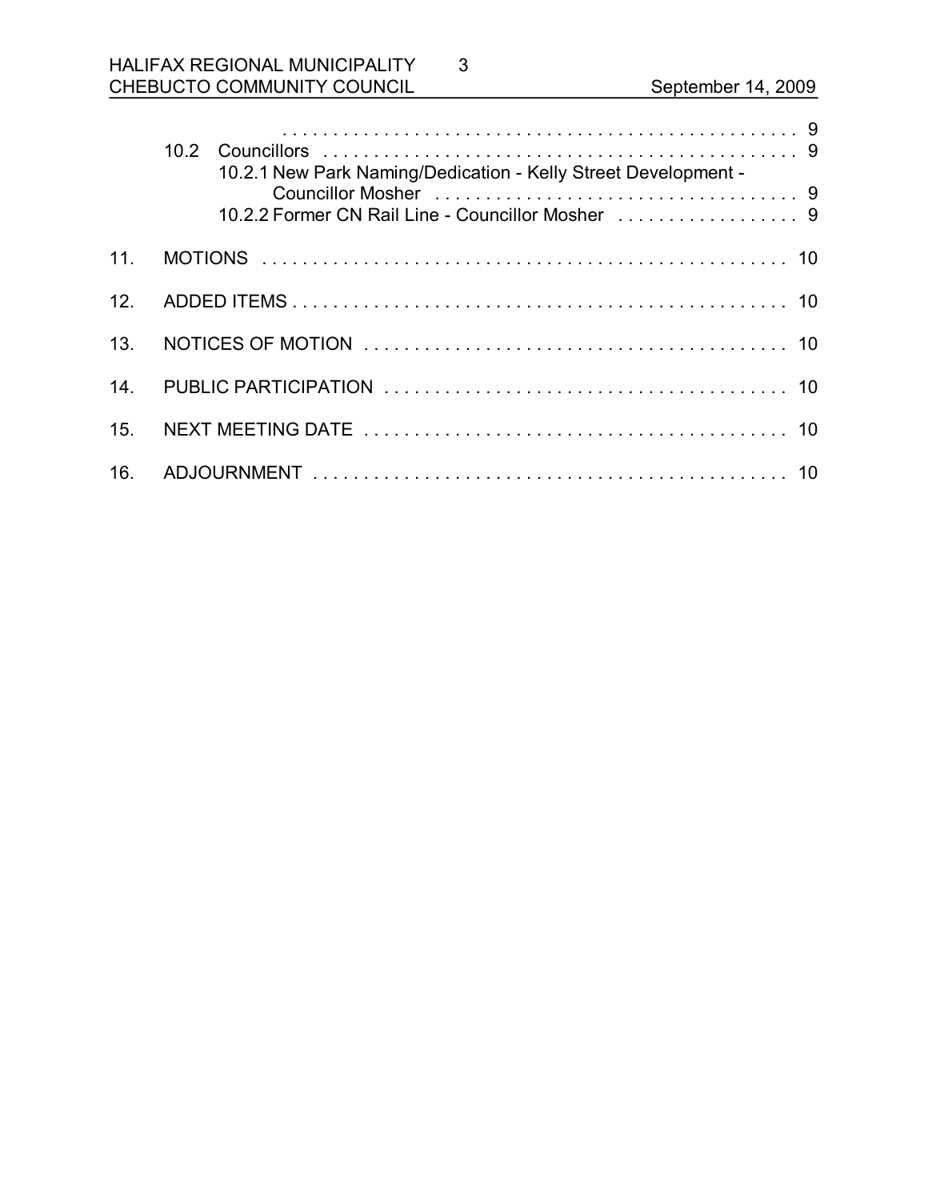. . . . . . . . . . . . . . . . . . . . . . . . . . . . . . . . . . . . . . . . . . . . . . . . 9

10.2 Councillors . . . . . . . . . . . . . . . . . . . . . . . . . . . . . . . . . . . . . . . . . . . . . . . 9
 10.2.1 New Park Naming/Dedication - Kelly Street Development - Councillor Mosher . . . . . . . . . . . . . . . . . . . . . . . . . . . . . . . . . . . . 9
 10.2.2 Former CN Rail Line - Councillor Mosher . . . . . . . . . . . . . . . . . . 9

11. MOTIONS . . . . . . . . . . . . . . . . . . . . . . . . . . . . . . . . . . . . . . . . . . . . . . . . . . . 10

12. ADDED ITEMS . . . . . . . . . . . . . . . . . . . . . . . . . . . . . . . . . . . . . . . . . . . . . . . . 10

13. NOTICES OF MOTION . . . . . . . . . . . . . . . . . . . . . . . . . . . . . . . . . . . . . . . . . . 10

14. PUBLIC PARTICIPATION . . . . . . . . . . . . . . . . . . . . . . . . . . . . . . . . . . . . . . . . 10

15. NEXT MEETING DATE . . . . . . . . . . . . . . . . . . . . . . . . . . . . . . . . . . . . . . . . . . 10

16. ADJOURNMENT . . . . . . . . . . . . . . . . . . . . . . . . . . . . . . . . . . . . . . . . . . . . . . . 10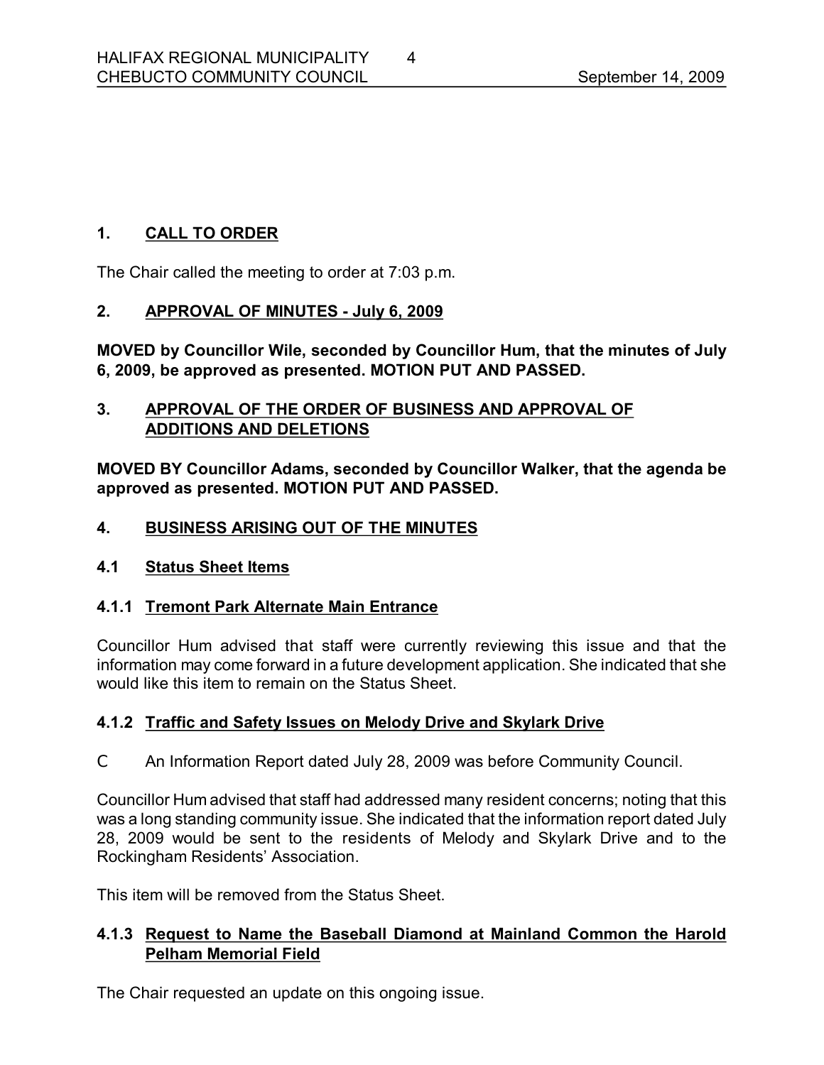## 1. CALL TO ORDER

The Chair called the meeting to order at 7:03 p.m.

## 2. APPROVAL OF MINUTES - July 6, 2009

**MOVED by Councillor Wile, seconded by Councillor Hum, that the minutes of July 6, 2009, be approved as presented. MOTION PUT AND PASSED.**

## 3. APPROVAL OF THE ORDER OF BUSINESS AND APPROVAL OF ADDITIONS AND DELETIONS

**MOVED BY Councillor Adams, seconded by Councillor Walker, that the agenda be approved as presented. MOTION PUT AND PASSED.**

## 4. BUSINESS ARISING OUT OF THE MINUTES

### 4.1 Status Sheet Items

#### 4.1.1 Tremont Park Alternate Main Entrance

Councillor Hum advised that staff were currently reviewing this issue and that the information may come forward in a future development application. She indicated that she would like this item to remain on the Status Sheet.

#### 4.1.2 Traffic and Safety Issues on Melody Drive and Skylark Drive

- An Information Report dated July 28, 2009 was before Community Council.

Councillor Hum advised that staff had addressed many resident concerns; noting that this was a long standing community issue. She indicated that the information report dated July 28, 2009 would be sent to the residents of Melody and Skylark Drive and to the Rockingham Residents' Association.

This item will be removed from the Status Sheet.

#### 4.1.3 Request to Name the Baseball Diamond at Mainland Common the Harold Pelham Memorial Field

The Chair requested an update on this ongoing issue.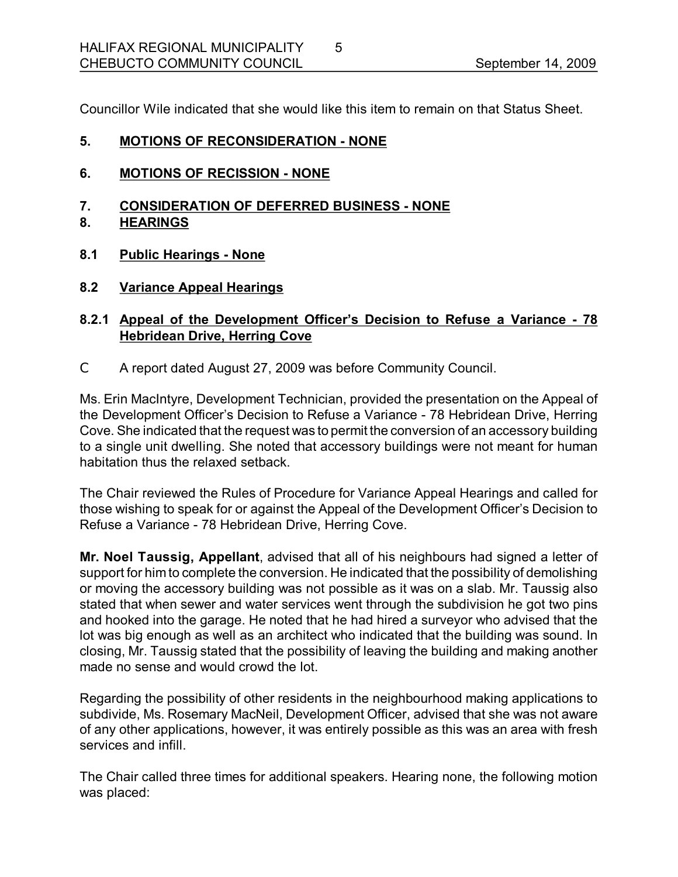Councillor Wile indicated that she would like this item to remain on that Status Sheet.

## 5. MOTIONS OF RECONSIDERATION - NONE

## 6. MOTIONS OF RECISSION - NONE

## 7. CONSIDERATION OF DEFERRED BUSINESS - NONE

## 8. HEARINGS

### 8.1 Public Hearings - None

### 8.2 Variance Appeal Hearings

#### 8.2.1 Appeal of the Development Officer's Decision to Refuse a Variance - 78 Hebridean Drive, Herring Cove

- A report dated August 27, 2009 was before Community Council.

Ms. Erin MacIntyre, Development Technician, provided the presentation on the Appeal of the Development Officer's Decision to Refuse a Variance - 78 Hebridean Drive, Herring Cove. She indicated that the request was to permit the conversion of an accessory building to a single unit dwelling. She noted that accessory buildings were not meant for human habitation thus the relaxed setback.

The Chair reviewed the Rules of Procedure for Variance Appeal Hearings and called for those wishing to speak for or against the Appeal of the Development Officer's Decision to Refuse a Variance - 78 Hebridean Drive, Herring Cove.

**Mr. Noel Taussig, Appellant**, advised that all of his neighbours had signed a letter of support for him to complete the conversion. He indicated that the possibility of demolishing or moving the accessory building was not possible as it was on a slab. Mr. Taussig also stated that when sewer and water services went through the subdivision he got two pins and hooked into the garage. He noted that he had hired a surveyor who advised that the lot was big enough as well as an architect who indicated that the building was sound. In closing, Mr. Taussig stated that the possibility of leaving the building and making another made no sense and would crowd the lot.

Regarding the possibility of other residents in the neighbourhood making applications to subdivide, Ms. Rosemary MacNeil, Development Officer, advised that she was not aware of any other applications, however, it was entirely possible as this was an area with fresh services and infill.

The Chair called three times for additional speakers. Hearing none, the following motion was placed: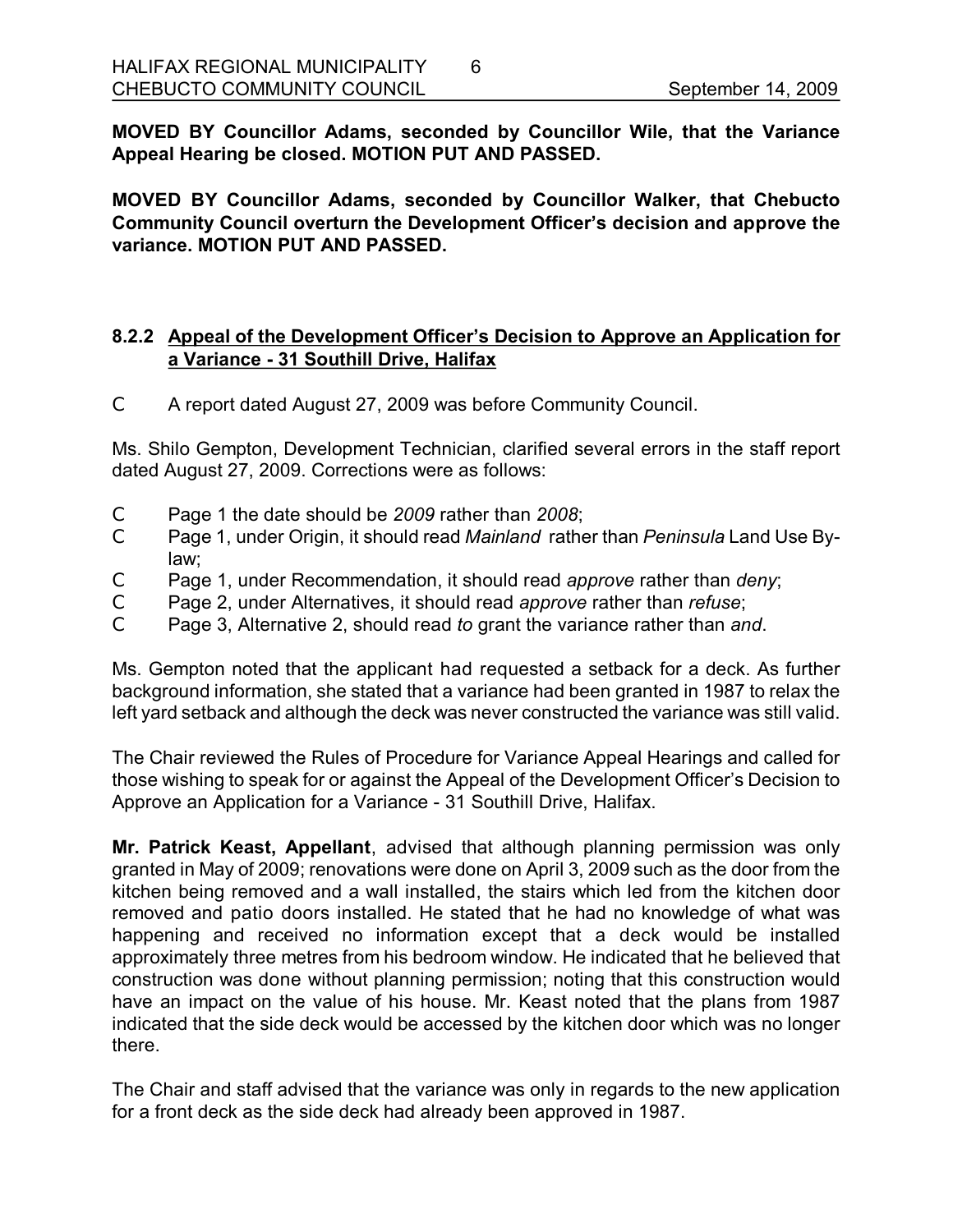**MOVED BY Councillor Adams, seconded by Councillor Wile, that the Variance Appeal Hearing be closed. MOTION PUT AND PASSED.**

**MOVED BY Councillor Adams, seconded by Councillor Walker, that Chebucto Community Council overturn the Development Officer's decision and approve the variance. MOTION PUT AND PASSED.**

### 8.2.2 Appeal of the Development Officer's Decision to Approve an Application for a Variance - 31 Southill Drive, Halifax

- A report dated August 27, 2009 was before Community Council.

Ms. Shilo Gempton, Development Technician, clarified several errors in the staff report dated August 27, 2009. Corrections were as follows:

- Page 1 the date should be *2009* rather than *2008*;
- Page 1, under Origin, it should read *Mainland* rather than *Peninsula* Land Use By-law;
- Page 1, under Recommendation, it should read *approve* rather than *deny*;
- Page 2, under Alternatives, it should read *approve* rather than *refuse*;
- Page 3, Alternative 2, should read *to* grant the variance rather than *and*.

Ms. Gempton noted that the applicant had requested a setback for a deck. As further background information, she stated that a variance had been granted in 1987 to relax the left yard setback and although the deck was never constructed the variance was still valid.

The Chair reviewed the Rules of Procedure for Variance Appeal Hearings and called for those wishing to speak for or against the Appeal of the Development Officer's Decision to Approve an Application for a Variance - 31 Southill Drive, Halifax.

**Mr. Patrick Keast, Appellant**, advised that although planning permission was only granted in May of 2009; renovations were done on April 3, 2009 such as the door from the kitchen being removed and a wall installed, the stairs which led from the kitchen door removed and patio doors installed. He stated that he had no knowledge of what was happening and received no information except that a deck would be installed approximately three metres from his bedroom window. He indicated that he believed that construction was done without planning permission; noting that this construction would have an impact on the value of his house. Mr. Keast noted that the plans from 1987 indicated that the side deck would be accessed by the kitchen door which was no longer there.

The Chair and staff advised that the variance was only in regards to the new application for a front deck as the side deck had already been approved in 1987.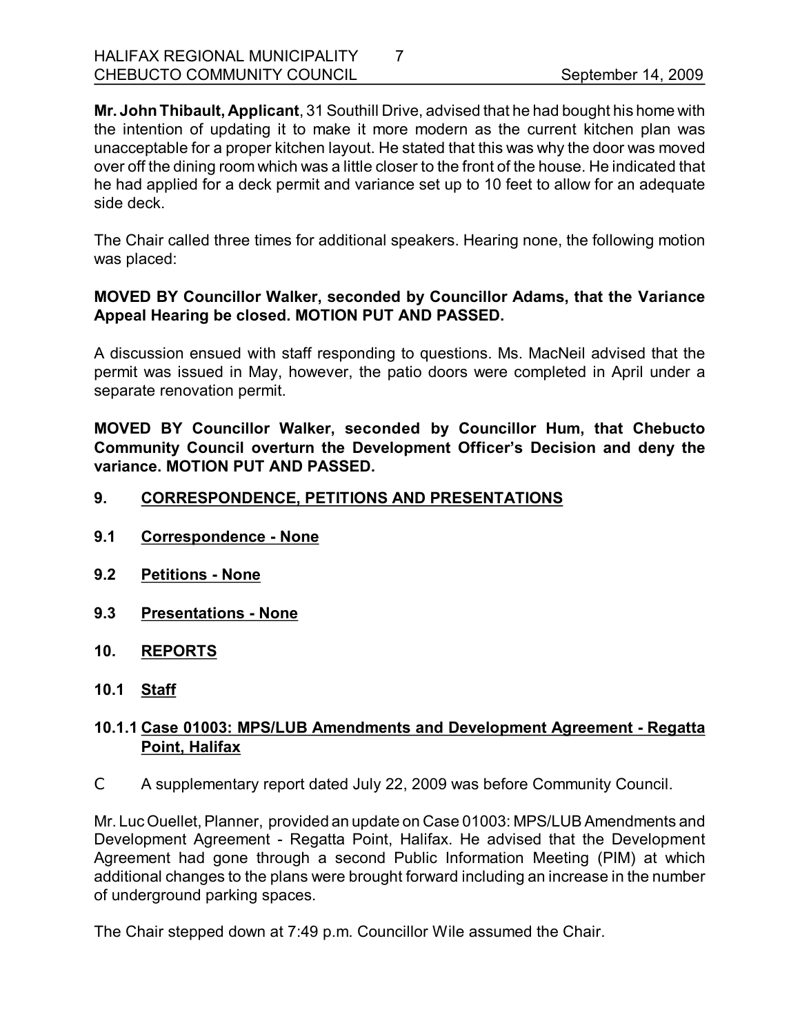**Mr. John Thibault, Applicant**, 31 Southill Drive, advised that he had bought his home with the intention of updating it to make it more modern as the current kitchen plan was unacceptable for a proper kitchen layout. He stated that this was why the door was moved over off the dining room which was a little closer to the front of the house. He indicated that he had applied for a deck permit and variance set up to 10 feet to allow for an adequate side deck.

The Chair called three times for additional speakers. Hearing none, the following motion was placed:

**MOVED BY Councillor Walker, seconded by Councillor Adams, that the Variance Appeal Hearing be closed. MOTION PUT AND PASSED.**

A discussion ensued with staff responding to questions. Ms. MacNeil advised that the permit was issued in May, however, the patio doors were completed in April under a separate renovation permit.

**MOVED BY Councillor Walker, seconded by Councillor Hum, that Chebucto Community Council overturn the Development Officer's Decision and deny the variance. MOTION PUT AND PASSED.**

## 9. CORRESPONDENCE, PETITIONS AND PRESENTATIONS

### 9.1 Correspondence - None

### 9.2 Petitions - None

### 9.3 Presentations - None

## 10. REPORTS

### 10.1 Staff

#### 10.1.1 Case 01003: MPS/LUB Amendments and Development Agreement - Regatta Point, Halifax

- A supplementary report dated July 22, 2009 was before Community Council.

Mr. Luc Ouellet, Planner, provided an update on Case 01003: MPS/LUB Amendments and Development Agreement - Regatta Point, Halifax. He advised that the Development Agreement had gone through a second Public Information Meeting (PIM) at which additional changes to the plans were brought forward including an increase in the number of underground parking spaces.

The Chair stepped down at 7:49 p.m. Councillor Wile assumed the Chair.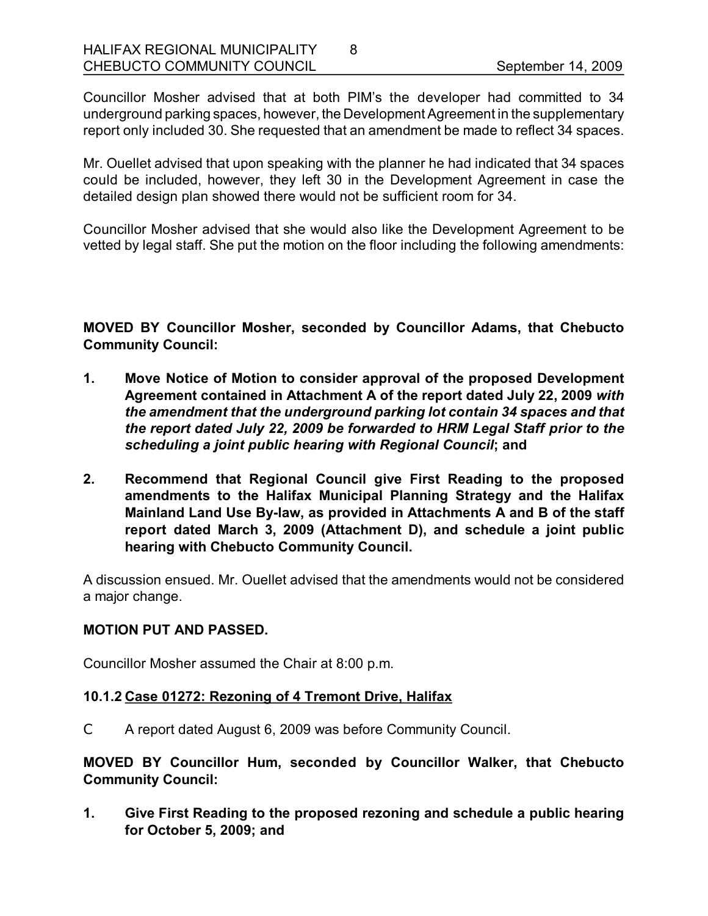Councillor Mosher advised that at both PIM's the developer had committed to 34 underground parking spaces, however, the Development Agreement in the supplementary report only included 30. She requested that an amendment be made to reflect 34 spaces.

Mr. Ouellet advised that upon speaking with the planner he had indicated that 34 spaces could be included, however, they left 30 in the Development Agreement in case the detailed design plan showed there would not be sufficient room for 34.

Councillor Mosher advised that she would also like the Development Agreement to be vetted by legal staff. She put the motion on the floor including the following amendments:

**MOVED BY Councillor Mosher, seconded by Councillor Adams, that Chebucto Community Council:**

1. **Move Notice of Motion to consider approval of the proposed Development Agreement contained in Attachment A of the report dated July 22, 2009 *with the amendment that the underground parking lot contain 34 spaces and that the report dated July 22, 2009 be forwarded to HRM Legal Staff prior to the scheduling a joint public hearing with Regional Council*; and**

2. **Recommend that Regional Council give First Reading to the proposed amendments to the Halifax Municipal Planning Strategy and the Halifax Mainland Land Use By-law, as provided in Attachments A and B of the staff report dated March 3, 2009 (Attachment D), and schedule a joint public hearing with Chebucto Community Council.**

A discussion ensued. Mr. Ouellet advised that the amendments would not be considered a major change.

**MOTION PUT AND PASSED.**

Councillor Mosher assumed the Chair at 8:00 p.m.

### 10.1.2 Case 01272: Rezoning of 4 Tremont Drive, Halifax

- A report dated August 6, 2009 was before Community Council.

**MOVED BY Councillor Hum, seconded by Councillor Walker, that Chebucto Community Council:**

1. **Give First Reading to the proposed rezoning and schedule a public hearing for October 5, 2009; and**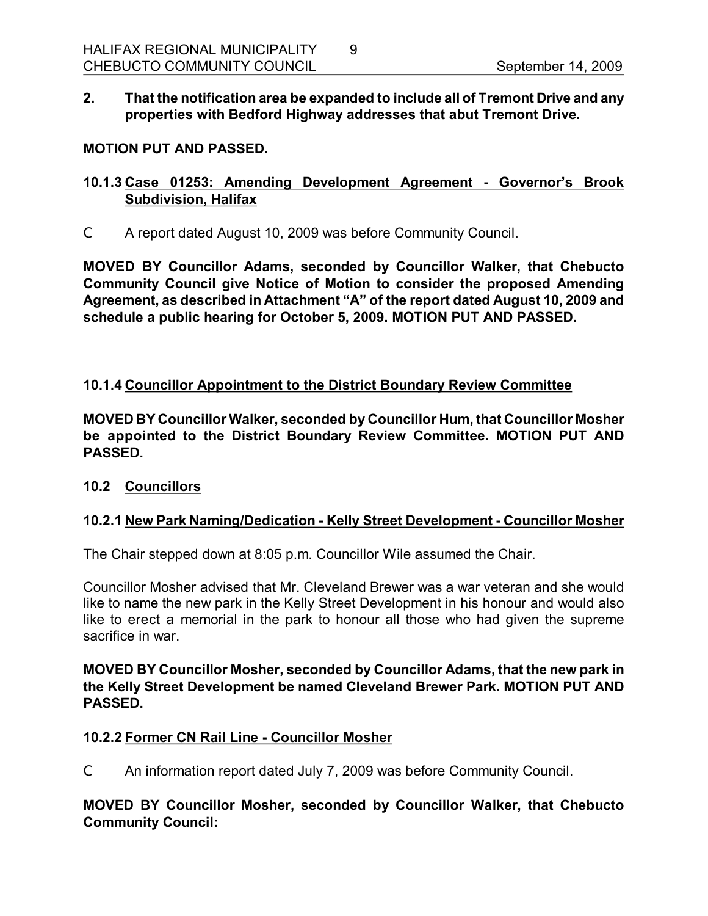**2. That the notification area be expanded to include all of Tremont Drive and any properties with Bedford Highway addresses that abut Tremont Drive.**

**MOTION PUT AND PASSED.**

### 10.1.3 Case 01253: Amending Development Agreement - Governor's Brook Subdivision, Halifax

- A report dated August 10, 2009 was before Community Council.

**MOVED BY Councillor Adams, seconded by Councillor Walker, that Chebucto Community Council give Notice of Motion to consider the proposed Amending Agreement, as described in Attachment "A" of the report dated August 10, 2009 and schedule a public hearing for October 5, 2009. MOTION PUT AND PASSED.**

### 10.1.4 Councillor Appointment to the District Boundary Review Committee

**MOVED BY Councillor Walker, seconded by Councillor Hum, that Councillor Mosher be appointed to the District Boundary Review Committee. MOTION PUT AND PASSED.**

## 10.2 Councillors

### 10.2.1 New Park Naming/Dedication - Kelly Street Development - Councillor Mosher

The Chair stepped down at 8:05 p.m. Councillor Wile assumed the Chair.

Councillor Mosher advised that Mr. Cleveland Brewer was a war veteran and she would like to name the new park in the Kelly Street Development in his honour and would also like to erect a memorial in the park to honour all those who had given the supreme sacrifice in war.

**MOVED BY Councillor Mosher, seconded by Councillor Adams, that the new park in the Kelly Street Development be named Cleveland Brewer Park. MOTION PUT AND PASSED.**

### 10.2.2 Former CN Rail Line - Councillor Mosher

- An information report dated July 7, 2009 was before Community Council.

**MOVED BY Councillor Mosher, seconded by Councillor Walker, that Chebucto Community Council:**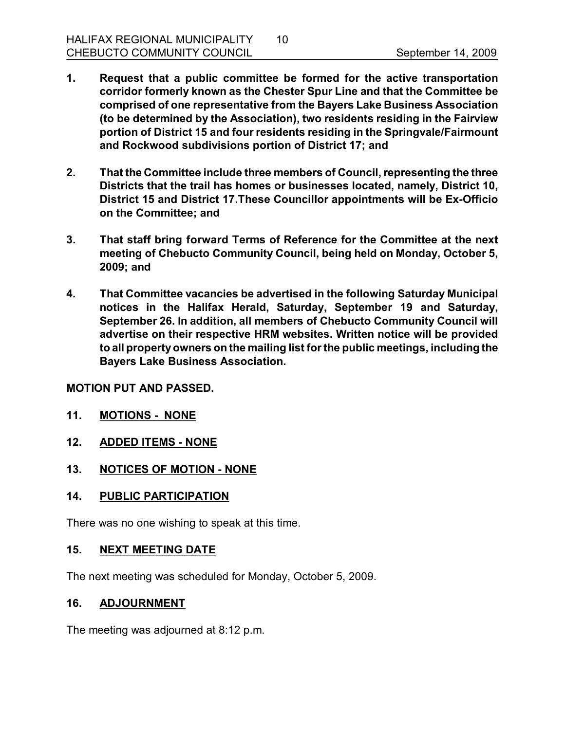1. **Request that a public committee be formed for the active transportation corridor formerly known as the Chester Spur Line and that the Committee be comprised of one representative from the Bayers Lake Business Association (to be determined by the Association), two residents residing in the Fairview portion of District 15 and four residents residing in the Springvale/Fairmount and Rockwood subdivisions portion of District 17; and**

2. **That the Committee include three members of Council, representing the three Districts that the trail has homes or businesses located, namely, District 10, District 15 and District 17.These Councillor appointments will be Ex-Officio on the Committee; and**

3. **That staff bring forward Terms of Reference for the Committee at the next meeting of Chebucto Community Council, being held on Monday, October 5, 2009; and**

4. **That Committee vacancies be advertised in the following Saturday Municipal notices in the Halifax Herald, Saturday, September 19 and Saturday, September 26. In addition, all members of Chebucto Community Council will advertise on their respective HRM websites. Written notice will be provided to all property owners on the mailing list for the public meetings, including the Bayers Lake Business Association.**

**MOTION PUT AND PASSED.**

## 11. MOTIONS - NONE

## 12. ADDED ITEMS - NONE

## 13. NOTICES OF MOTION - NONE

## 14. PUBLIC PARTICIPATION

There was no one wishing to speak at this time.

## 15. NEXT MEETING DATE

The next meeting was scheduled for Monday, October 5, 2009.

## 16. ADJOURNMENT

The meeting was adjourned at 8:12 p.m.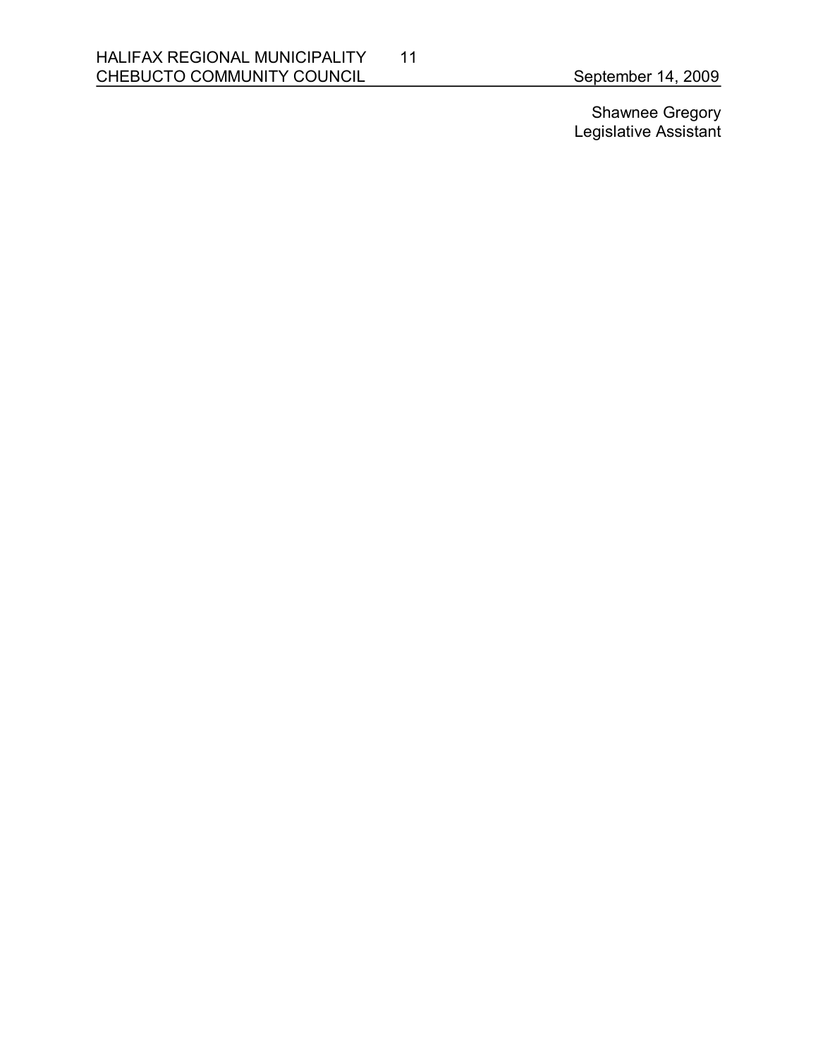Shawnee Gregory
Legislative Assistant